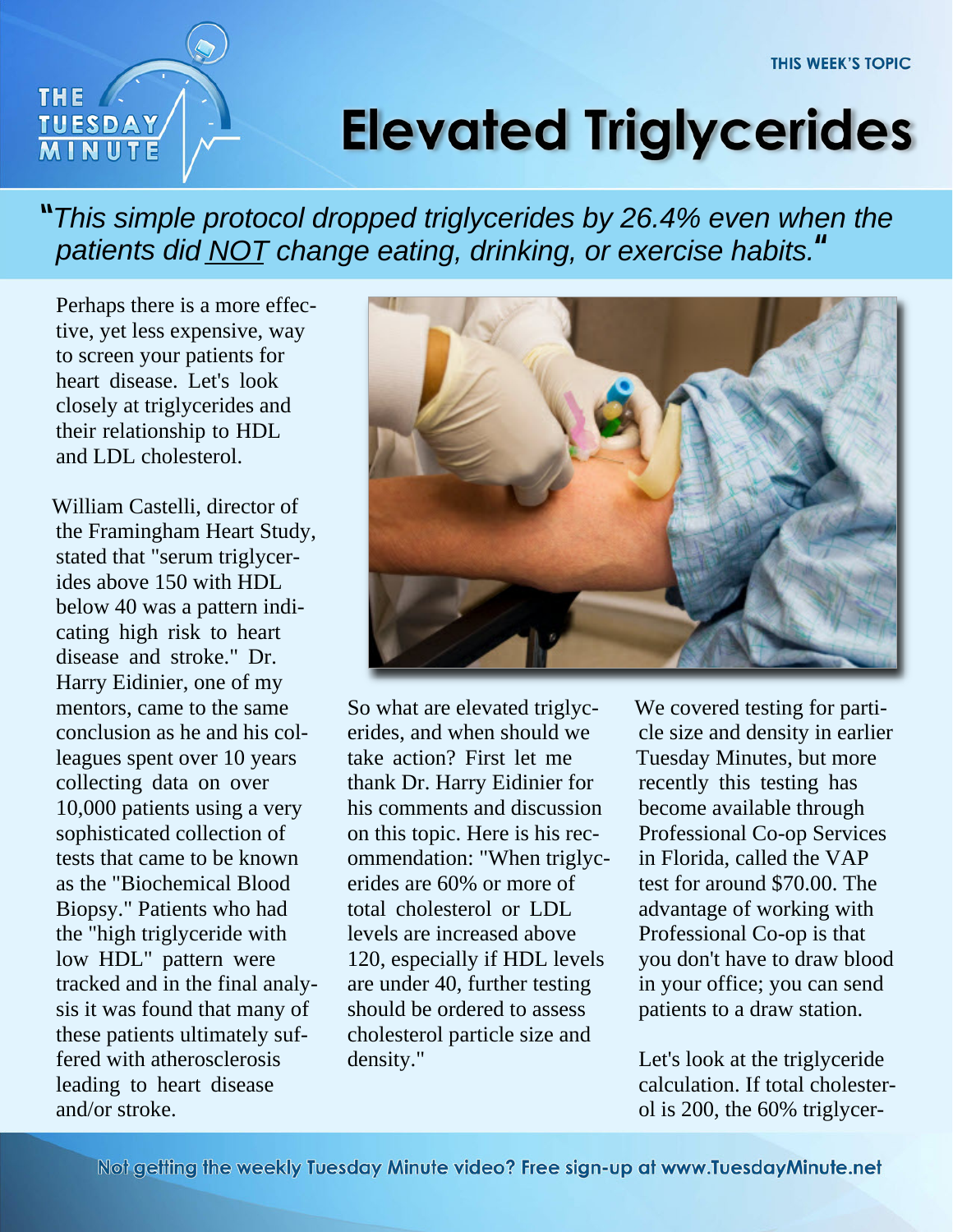THIS WEEK'S TOPIC

# Elevated Triglycerides

> "*This simple protocol dropped triglycerides by 26.4% even when the patients did NOT change eating, drinking, or exercise habits.*"

Perhaps there is a more effective, yet less expensive, way to screen your patients for heart disease. Let's look closely at triglycerides and their relationship to HDL and LDL cholesterol.

William Castelli, director of the Framingham Heart Study, stated that "serum triglycerides above 150 with HDL below 40 was a pattern indicating high risk to heart disease and stroke." Dr. Harry Eidinier, one of my mentors, came to the same conclusion as he and his colleagues spent over 10 years collecting data on over 10,000 patients using a very sophisticated collection of tests that came to be known as the "Biochemical Blood Biopsy." Patients who had the "high triglyceride with low HDL" pattern were tracked and in the final analysis it was found that many of these patients ultimately suffered with atherosclerosis leading to heart disease and/or stroke.

So what are elevated triglycerides, and when should we take action? First let me thank Dr. Harry Eidinier for his comments and discussion on this topic. Here is his recommendation: "When triglycerides are 60% or more of total cholesterol or LDL levels are increased above 120, especially if HDL levels are under 40, further testing should be ordered to assess cholesterol particle size and density."

We covered testing for particle size and density in earlier Tuesday Minutes, but more recently this testing has become available through Professional Co-op Services in Florida, called the VAP test for around $70.00. The advantage of working with Professional Co-op is that you don't have to draw blood in your office; you can send patients to a draw station.

Let's look at the triglyceride calculation. If total cholesterol is 200, the 60% triglycer-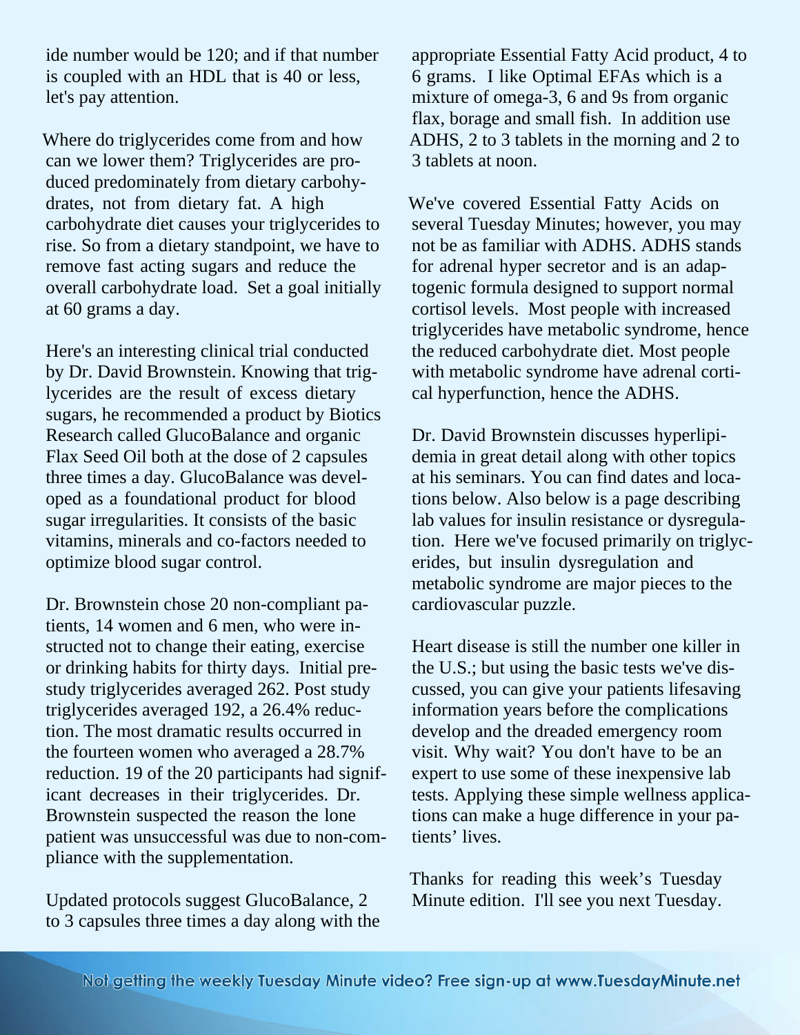ide number would be 120; and if that number is coupled with an HDL that is 40 or less, let's pay attention.

Where do triglycerides come from and how can we lower them? Triglycerides are produced predominately from dietary carbohydrates, not from dietary fat. A high carbohydrate diet causes your triglycerides to rise. So from a dietary standpoint, we have to remove fast acting sugars and reduce the overall carbohydrate load. Set a goal initially at 60 grams a day.

Here's an interesting clinical trial conducted by Dr. David Brownstein. Knowing that triglycerides are the result of excess dietary sugars, he recommended a product by Biotics Research called GlucoBalance and organic Flax Seed Oil both at the dose of 2 capsules three times a day. GlucoBalance was developed as a foundational product for blood sugar irregularities. It consists of the basic vitamins, minerals and co-factors needed to optimize blood sugar control.

Dr. Brownstein chose 20 non-compliant patients, 14 women and 6 men, who were instructed not to change their eating, exercise or drinking habits for thirty days. Initial pre-study triglycerides averaged 262. Post study triglycerides averaged 192, a 26.4% reduction. The most dramatic results occurred in the fourteen women who averaged a 28.7% reduction. 19 of the 20 participants had significant decreases in their triglycerides. Dr. Brownstein suspected the reason the lone patient was unsuccessful was due to non-compliance with the supplementation.

Updated protocols suggest GlucoBalance, 2 to 3 capsules three times a day along with the appropriate Essential Fatty Acid product, 4 to 6 grams. I like Optimal EFAs which is a mixture of omega-3, 6 and 9s from organic flax, borage and small fish. In addition use ADHS, 2 to 3 tablets in the morning and 2 to 3 tablets at noon.

We've covered Essential Fatty Acids on several Tuesday Minutes; however, you may not be as familiar with ADHS. ADHS stands for adrenal hyper secretor and is an adaptogenic formula designed to support normal cortisol levels. Most people with increased triglycerides have metabolic syndrome, hence the reduced carbohydrate diet. Most people with metabolic syndrome have adrenal cortical hyperfunction, hence the ADHS.

Dr. David Brownstein discusses hyperlipidemia in great detail along with other topics at his seminars. You can find dates and locations below. Also below is a page describing lab values for insulin resistance or dysregulation. Here we've focused primarily on triglycerides, but insulin dysregulation and metabolic syndrome are major pieces to the cardiovascular puzzle.

Heart disease is still the number one killer in the U.S.; but using the basic tests we've discussed, you can give your patients lifesaving information years before the complications develop and the dreaded emergency room visit. Why wait? You don't have to be an expert to use some of these inexpensive lab tests. Applying these simple wellness applications can make a huge difference in your patients' lives.

Thanks for reading this week's Tuesday Minute edition. I'll see you next Tuesday.

**Not getting the weekly Tuesday Minute video? Free sign-up at www.TuesdayMinute.net**